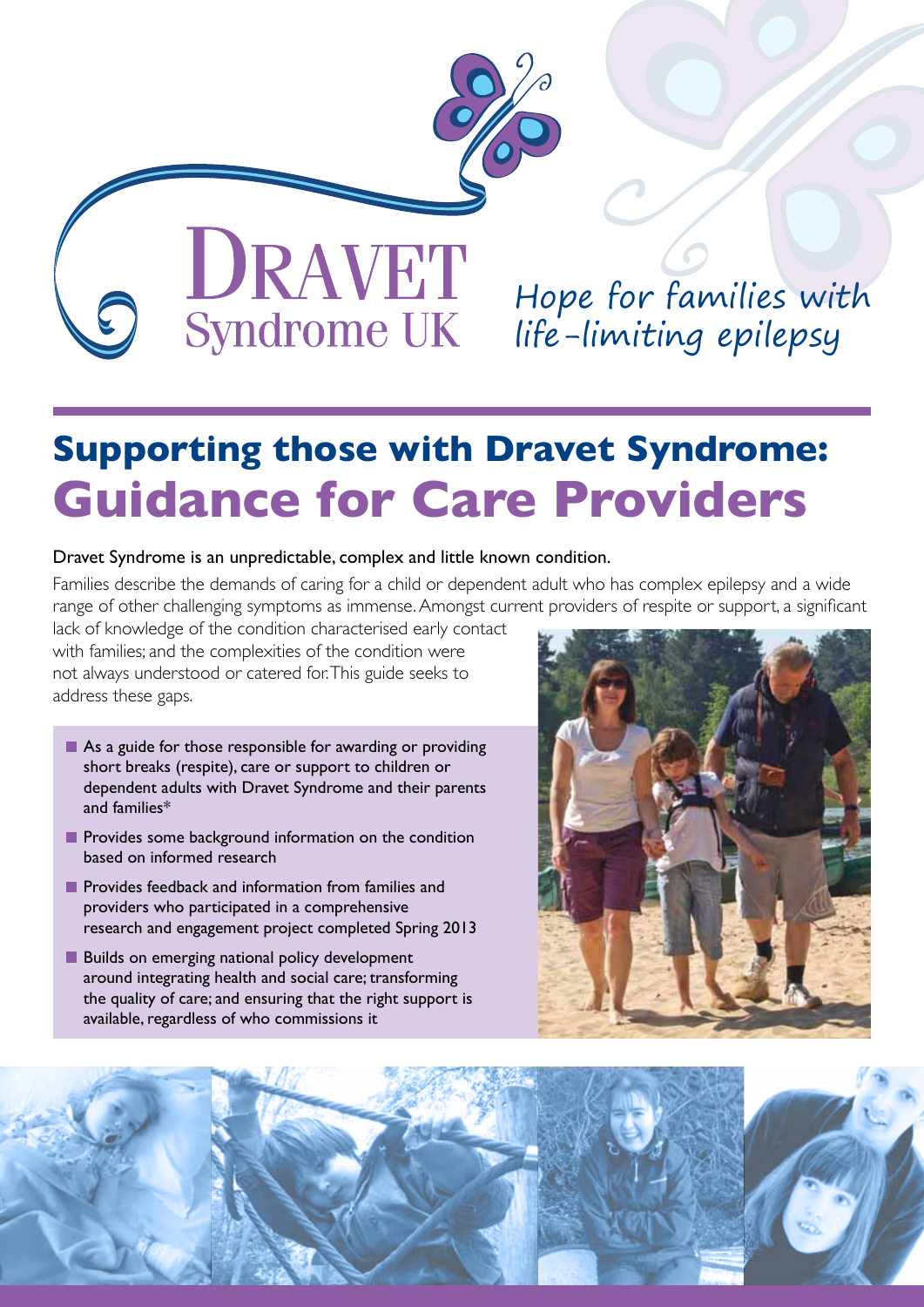# DRAVET Syndrome UK

*Hope for families with life-limiting epilepsy*

## Supporting those with Dravet Syndrome:
# Guidance for Care Providers

Dravet Syndrome is an unpredictable, complex and little known condition.

Families describe the demands of caring for a child or dependent adult who has complex epilepsy and a wide range of other challenging symptoms as immense. Amongst current providers of respite or support, a significant lack of knowledge of the condition characterised early contact with families; and the complexities of the condition were not always understood or catered for. This guide seeks to address these gaps.

- As a guide for those responsible for awarding or providing short breaks (respite), care or support to children or dependent adults with Dravet Syndrome and their parents and families*
- Provides some background information on the condition based on informed research
- Provides feedback and information from families and providers who participated in a comprehensive research and engagement project completed Spring 2013
- Builds on emerging national policy development around integrating health and social care; transforming the quality of care; and ensuring that the right support is available, regardless of who commissions it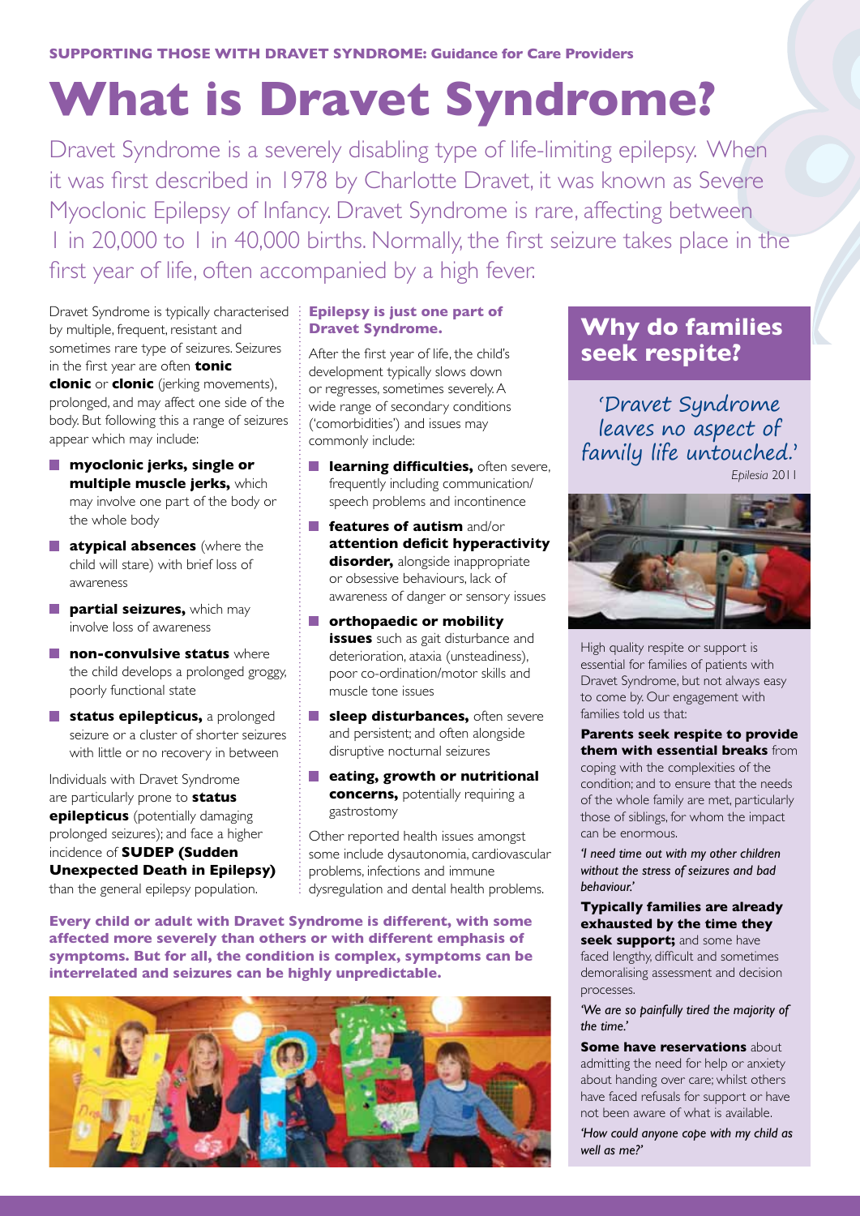**SUPPORTING THOSE WITH DRAVET SYNDROME: Guidance for Care Providers**

# What is Dravet Syndrome?

Dravet Syndrome is a severely disabling type of life-limiting epilepsy. When it was first described in 1978 by Charlotte Dravet, it was known as Severe Myoclonic Epilepsy of Infancy. Dravet Syndrome is rare, affecting between 1 in 20,000 to 1 in 40,000 births. Normally, the first seizure takes place in the first year of life, often accompanied by a high fever.

Dravet Syndrome is typically characterised by multiple, frequent, resistant and sometimes rare type of seizures. Seizures in the first year are often **tonic clonic** or **clonic** (jerking movements), prolonged, and may affect one side of the body. But following this a range of seizures appear which may include:

- **myoclonic jerks, single or multiple muscle jerks,** which may involve one part of the body or the whole body
- **atypical absences** (where the child will stare) with brief loss of awareness
- **partial seizures,** which may involve loss of awareness
- **non-convulsive status** where the child develops a prolonged groggy, poorly functional state
- **status epilepticus,** a prolonged seizure or a cluster of shorter seizures with little or no recovery in between

Individuals with Dravet Syndrome are particularly prone to **status epilepticus** (potentially damaging prolonged seizures); and face a higher incidence of **SUDEP (Sudden Unexpected Death in Epilepsy)** than the general epilepsy population.

### Epilepsy is just one part of Dravet Syndrome.

After the first year of life, the child's development typically slows down or regresses, sometimes severely. A wide range of secondary conditions ('comorbidities') and issues may commonly include:

- **learning difficulties,** often severe, frequently including communication/ speech problems and incontinence
- **features of autism** and/or **attention deficit hyperactivity disorder,** alongside inappropriate or obsessive behaviours, lack of awareness of danger or sensory issues
- **orthopaedic or mobility issues** such as gait disturbance and deterioration, ataxia (unsteadiness), poor co-ordination/motor skills and muscle tone issues
- **sleep disturbances,** often severe and persistent; and often alongside disruptive nocturnal seizures
- **eating, growth or nutritional concerns,** potentially requiring a gastrostomy

Other reported health issues amongst some include dysautonomia, cardiovascular problems, infections and immune dysregulation and dental health problems.

**Every child or adult with Dravet Syndrome is different, with some affected more severely than others or with different emphasis of symptoms. But for all, the condition is complex, symptoms can be interrelated and seizures can be highly unpredictable.**

## Why do families seek respite?

'Dravet Syndrome leaves no aspect of family life untouched.'
*Epilesia* 2011

High quality respite or support is essential for families of patients with Dravet Syndrome, but not always easy to come by. Our engagement with families told us that:

**Parents seek respite to provide them with essential breaks** from coping with the complexities of the condition; and to ensure that the needs of the whole family are met, particularly those of siblings, for whom the impact can be enormous.

*'I need time out with my other children without the stress of seizures and bad behaviour.'*

**Typically families are already exhausted by the time they seek support;** and some have faced lengthy, difficult and sometimes demoralising assessment and decision processes.

*'We are so painfully tired the majority of the time.'*

**Some have reservations** about admitting the need for help or anxiety about handing over care; whilst others have faced refusals for support or have not been aware of what is available.

*'How could anyone cope with my child as well as me?'*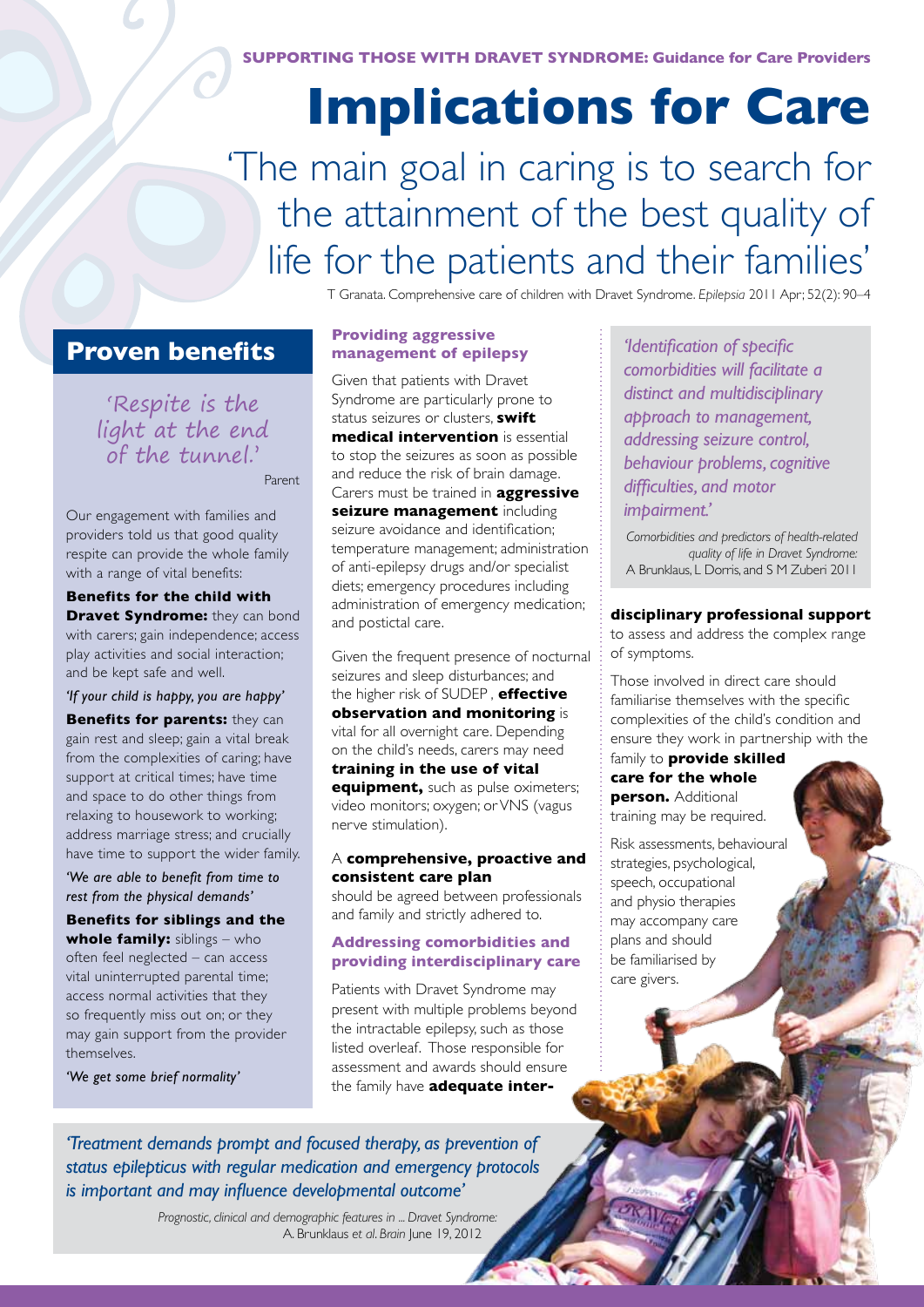**SUPPORTING THOSE WITH DRAVET SYNDROME: Guidance for Care Providers**

# Implications for Care

'The main goal in caring is to search for the attainment of the best quality of life for the patients and their families'

T Granata. Comprehensive care of children with Dravet Syndrome. *Epilepsia* 2011 Apr; 52(2): 90–4

## Proven benefits

'Respite is the light at the end of the tunnel.'

Parent

Our engagement with families and providers told us that good quality respite can provide the whole family with a range of vital benefits:

**Benefits for the child with Dravet Syndrome:** they can bond with carers; gain independence; access play activities and social interaction; and be kept safe and well.

*'If your child is happy, you are happy'*

**Benefits for parents:** they can gain rest and sleep; gain a vital break from the complexities of caring; have support at critical times; have time and space to do other things from relaxing to housework to working; address marriage stress; and crucially have time to support the wider family.

*'We are able to benefit from time to rest from the physical demands'*

**Benefits for siblings and the whole family:** siblings – who often feel neglected – can access vital uninterrupted parental time; access normal activities that they so frequently miss out on; or they may gain support from the provider themselves.

*'We get some brief normality'*

### Providing aggressive management of epilepsy

Given that patients with Dravet Syndrome are particularly prone to status seizures or clusters, **swift medical intervention** is essential to stop the seizures as soon as possible and reduce the risk of brain damage. Carers must be trained in **aggressive seizure management** including seizure avoidance and identification; temperature management; administration of anti-epilepsy drugs and/or specialist diets; emergency procedures including administration of emergency medication; and postictal care.

Given the frequent presence of nocturnal seizures and sleep disturbances; and the higher risk of SUDEP, **effective observation and monitoring** is vital for all overnight care. Depending on the child's needs, carers may need **training in the use of vital equipment,** such as pulse oximeters; video monitors; oxygen; or VNS (vagus nerve stimulation).

A **comprehensive, proactive and consistent care plan** should be agreed between professionals and family and strictly adhered to.

### Addressing comorbidities and providing interdisciplinary care

Patients with Dravet Syndrome may present with multiple problems beyond the intractable epilepsy, such as those listed overleaf. Those responsible for assessment and awards should ensure the family have **adequate inter-disciplinary professional support** to assess and address the complex range of symptoms.

*'Identification of specific comorbidities will facilitate a distinct and multidisciplinary approach to management, addressing seizure control, behaviour problems, cognitive difficulties, and motor impairment.'*

*Comorbidities and predictors of health-related quality of life in Dravet Syndrome:* A Brunklaus, L Dorris, and S M Zuberi 2011

Those involved in direct care should familiarise themselves with the specific complexities of the child's condition and ensure they work in partnership with the family to **provide skilled care for the whole person.** Additional training may be required.

Risk assessments, behavioural strategies, psychological, speech, occupational and physio therapies may accompany care plans and should be familiarised by care givers.

*'Treatment demands prompt and focused therapy, as prevention of status epilepticus with regular medication and emergency protocols is important and may influence developmental outcome'*

*Prognostic, clinical and demographic features in ... Dravet Syndrome:* A. Brunklaus *et al. Brain* June 19, 2012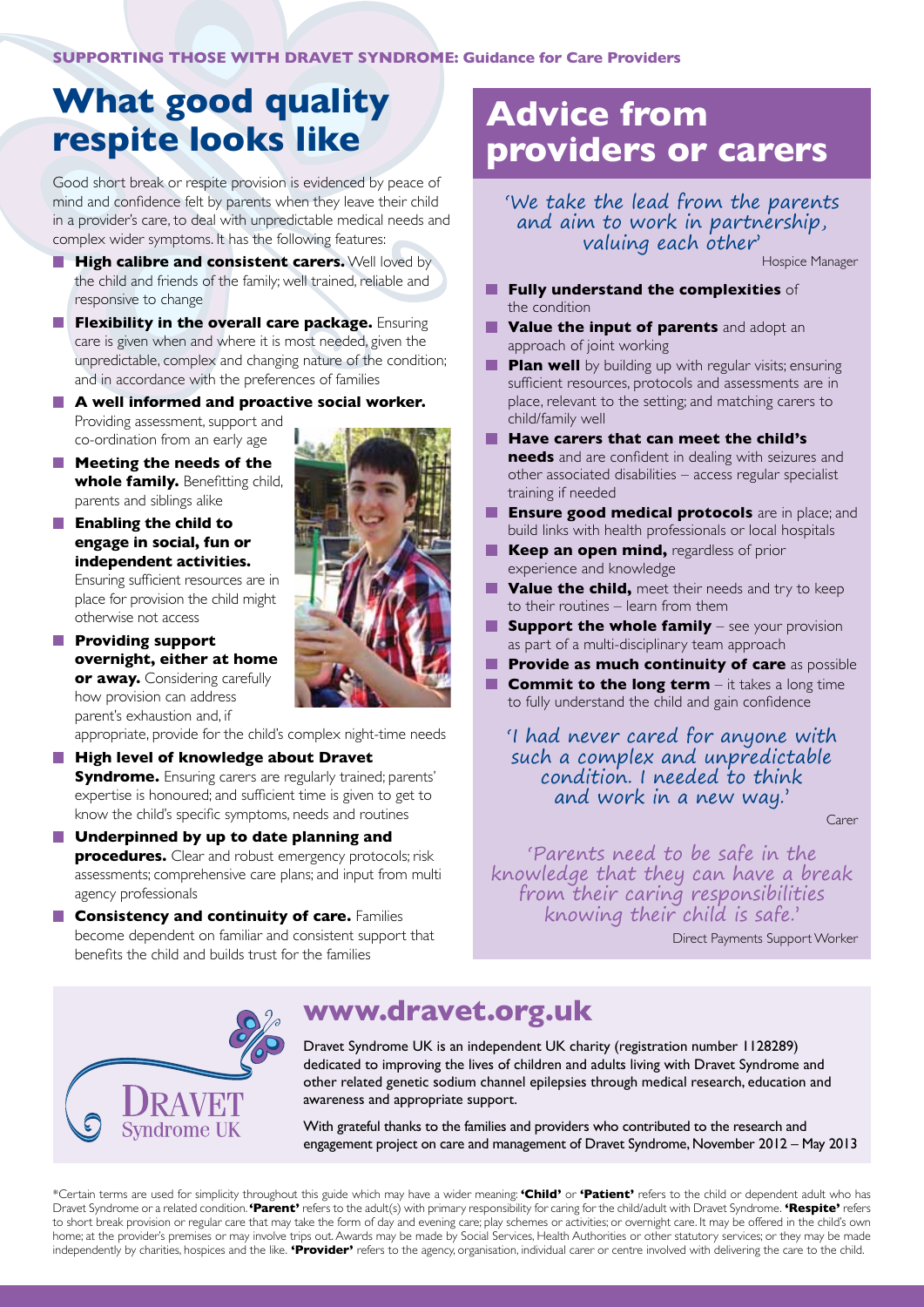**SUPPORTING THOSE WITH DRAVET SYNDROME: Guidance for Care Providers**

# What good quality respite looks like

Good short break or respite provision is evidenced by peace of mind and confidence felt by parents when they leave their child in a provider's care, to deal with unpredictable medical needs and complex wider symptoms. It has the following features:

- **High calibre and consistent carers.** Well loved by the child and friends of the family; well trained, reliable and responsive to change
- **Flexibility in the overall care package.** Ensuring care is given when and where it is most needed, given the unpredictable, complex and changing nature of the condition; and in accordance with the preferences of families
- **A well informed and proactive social worker.** Providing assessment, support and co-ordination from an early age
- **Meeting the needs of the whole family.** Benefitting child, parents and siblings alike
- **Enabling the child to engage in social, fun or independent activities.** Ensuring sufficient resources are in place for provision the child might otherwise not access
- **Providing support overnight, either at home or away.** Considering carefully how provision can address parent's exhaustion and, if appropriate, provide for the child's complex night-time needs
- **High level of knowledge about Dravet Syndrome.** Ensuring carers are regularly trained; parents' expertise is honoured; and sufficient time is given to get to know the child's specific symptoms, needs and routines
- **Underpinned by up to date planning and procedures.** Clear and robust emergency protocols; risk assessments; comprehensive care plans; and input from multi agency professionals
- **Consistency and continuity of care.** Families become dependent on familiar and consistent support that benefits the child and builds trust for the families

# Advice from providers or carers

*'We take the lead from the parents and aim to work in partnership, valuing each other'*

Hospice Manager

- **Fully understand the complexities** of the condition
- **Value the input of parents** and adopt an approach of joint working
- **Plan well** by building up with regular visits; ensuring sufficient resources, protocols and assessments are in place, relevant to the setting; and matching carers to child/family well
- **Have carers that can meet the child's needs** and are confident in dealing with seizures and other associated disabilities – access regular specialist training if needed
- **Ensure good medical protocols** are in place; and build links with health professionals or local hospitals
- **Keep an open mind,** regardless of prior experience and knowledge
- **Value the child,** meet their needs and try to keep to their routines – learn from them
- **Support the whole family** – see your provision as part of a multi-disciplinary team approach
- **Provide as much continuity of care** as possible
- **Commit to the long term** – it takes a long time to fully understand the child and gain confidence

*'I had never cared for anyone with such a complex and unpredictable condition. I needed to think and work in a new way.'*

Carer

*'Parents need to be safe in the knowledge that they can have a break from their caring responsibilities knowing their child is safe.'*

Direct Payments Support Worker

## www.dravet.org.uk

DRAVET Syndrome UK

Dravet Syndrome UK is an independent UK charity (registration number 1128289) dedicated to improving the lives of children and adults living with Dravet Syndrome and other related genetic sodium channel epilepsies through medical research, education and awareness and appropriate support.

With grateful thanks to the families and providers who contributed to the research and engagement project on care and management of Dravet Syndrome, November 2012 – May 2013

*Certain terms are used for simplicity throughout this guide which may have a wider meaning: **'Child'** or **'Patient'** refers to the child or dependent adult who has Dravet Syndrome or a related condition. **'Parent'** refers to the adult(s) with primary responsibility for caring for the child/adult with Dravet Syndrome. **'Respite'** refers to short break provision or regular care that may take the form of day and evening care; play schemes or activities; or overnight care. It may be offered in the child's own home; at the provider's premises or may involve trips out. Awards may be made by Social Services, Health Authorities or other statutory services; or they may be made independently by charities, hospices and the like. **'Provider'** refers to the agency, organisation, individual carer or centre involved with delivering the care to the child.